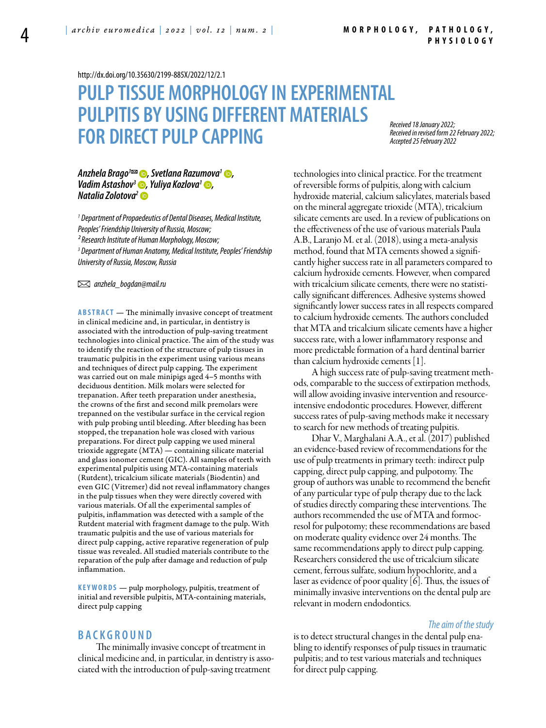http://dx.doi.org/10.35630/2199-885X/2022/12/2.1

# PULP TISSUE MORPHOLOGY IN EXPERIMENTAL PULPITIS BY USING DIFFERENT MATERIALS FOR DIRECT PULP CAPPING

*Received 18 January 2022;*
*Received in revised form 22 February 2022;*
*Accepted 25 February 2022*

***Anzhela Brago[1]✉, Svetlana Razumova[1], Vadim Astashov[3], Yuliya Kozlova[1], Natalia Zolotova[2]***

*[1] Department of Propaedeutics of Dental Diseases, Medical Institute, Peoples' Friendship University of Russia, Moscow;*
*[2] Research Institute of Human Morphology, Moscow;*
*[3] Department of Human Anatomy, Medical Institute, Peoples' Friendship University of Russia, Moscow, Russia*

✉ *anzhela_bogdan@mail.ru*

**ABSTRACT** — The minimally invasive concept of treatment in clinical medicine and, in particular, in dentistry is associated with the introduction of pulp-saving treatment technologies into clinical practice. The aim of the study was to identify the reaction of the structure of pulp tissues in traumatic pulpitis in the experiment using various means and techniques of direct pulp capping. The experiment was carried out on male minipigs aged 4–5 months with deciduous dentition. Milk molars were selected for trepanation. After teeth preparation under anesthesia, the crowns of the first and second milk premolars were trepanned on the vestibular surface in the cervical region with pulp probing until bleeding. After bleeding has been stopped, the trepanation hole was closed with various preparations. For direct pulp capping we used mineral trioxide aggregate (MTA) — containing silicate material and glass ionomer cement (GIC). All samples of teeth with experimental pulpitis using MTA-containing materials (Rutdent), tricalcium silicate materials (Biodentin) and even GIC (Vitremer) did not reveal inflammatory changes in the pulp tissues when they were directly covered with various materials. Of all the experimental samples of pulpitis, inflammation was detected with a sample of the Rutdent material with fragment damage to the pulp. With traumatic pulpitis and the use of various materials for direct pulp capping, active reparative regeneration of pulp tissue was revealed. All studied materials contribute to the reparation of the pulp after damage and reduction of pulp inflammation.

**KEYWORDS** — pulp morphology, pulpitis, treatment of initial and reversible pulpitis, MTA-containing materials, direct pulp capping

## BACKGROUND

The minimally invasive concept of treatment in clinical medicine and, in particular, in dentistry is associated with the introduction of pulp-saving treatment technologies into clinical practice. For the treatment of reversible forms of pulpitis, along with calcium hydroxide material, calcium salicylates, materials based on the mineral aggregate trioxide (MTA), tricalcium silicate cements are used. In a review of publications on the effectiveness of the use of various materials Paula A.B., Laranjo M. et al. (2018), using a meta-analysis method, found that MTA cements showed a significantly higher success rate in all parameters compared to calcium hydroxide cements. However, when compared with tricalcium silicate cements, there were no statistically significant differences. Adhesive systems showed significantly lower success rates in all respects compared to calcium hydroxide cements. The authors concluded that MTA and tricalcium silicate cements have a higher success rate, with a lower inflammatory response and more predictable formation of a hard dentinal barrier than calcium hydroxide cements [1].

A high success rate of pulp-saving treatment methods, comparable to the success of extirpation methods, will allow avoiding invasive intervention and resource-intensive endodontic procedures. However, different success rates of pulp-saving methods make it necessary to search for new methods of treating pulpitis.

Dhar V., Marghalani A.A., et al. (2017) published an evidence-based review of recommendations for the use of pulp treatments in primary teeth: indirect pulp capping, direct pulp capping, and pulpotomy. The group of authors was unable to recommend the benefit of any particular type of pulp therapy due to the lack of studies directly comparing these interventions. The authors recommended the use of MTA and formocresol for pulpotomy; these recommendations are based on moderate quality evidence over 24 months. The same recommendations apply to direct pulp capping. Researchers considered the use of tricalcium silicate cement, ferrous sulfate, sodium hypochlorite, and a laser as evidence of poor quality [6]. Thus, the issues of minimally invasive interventions on the dental pulp are relevant in modern endodontics.

*The aim of the study* is to detect structural changes in the dental pulp enabling to identify responses of pulp tissues in traumatic pulpitis; and to test various materials and techniques for direct pulp capping.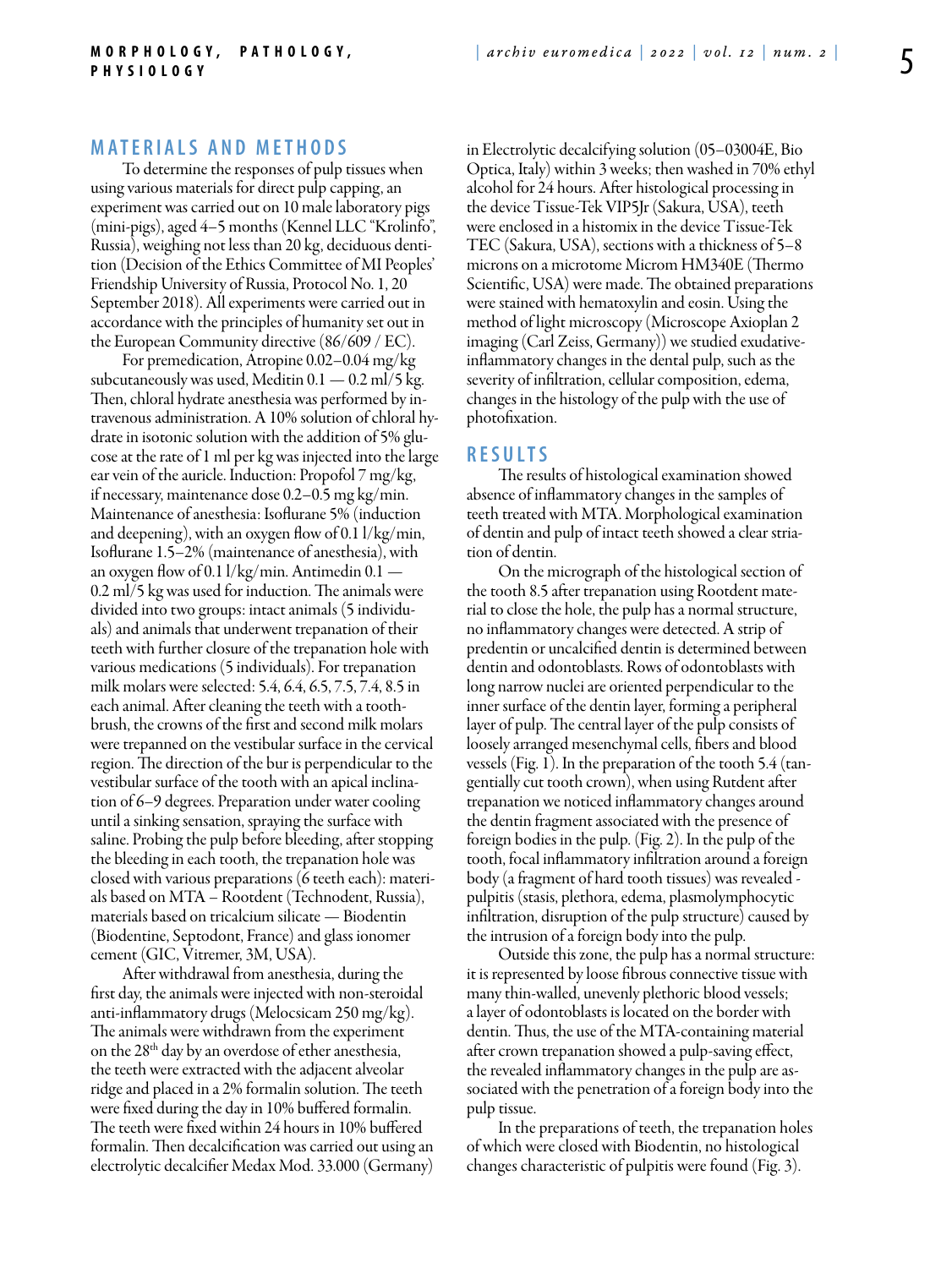## MATERIALS AND METHODS

To determine the responses of pulp tissues when using various materials for direct pulp capping, an experiment was carried out on 10 male laboratory pigs (mini-pigs), aged 4–5 months (Kennel LLC "Krolinfo", Russia), weighing not less than 20 kg, deciduous dentition (Decision of the Ethics Committee of MI Peoples' Friendship University of Russia, Protocol No. 1, 20 September 2018). All experiments were carried out in accordance with the principles of humanity set out in the European Community directive (86/609 / EC).

For premedication, Atropine 0.02–0.04 mg/kg subcutaneously was used, Meditin 0.1 — 0.2 ml/5 kg. Then, chloral hydrate anesthesia was performed by intravenous administration. A 10% solution of chloral hydrate in isotonic solution with the addition of 5% glucose at the rate of 1 ml per kg was injected into the large ear vein of the auricle. Induction: Propofol 7 mg/kg, if necessary, maintenance dose 0.2–0.5 mg kg/min. Maintenance of anesthesia: Isoflurane 5% (induction and deepening), with an oxygen flow of 0.1 l/kg/min, Isoflurane 1.5–2% (maintenance of anesthesia), with an oxygen flow of 0.1 l/kg/min. Antimedin 0.1 — 0.2 ml/5 kg was used for induction. The animals were divided into two groups: intact animals (5 individuals) and animals that underwent trepanation of their teeth with further closure of the trepanation hole with various medications (5 individuals). For trepanation milk molars were selected: 5.4, 6.4, 6.5, 7.5, 7.4, 8.5 in each animal. After cleaning the teeth with a toothbrush, the crowns of the first and second milk molars were trepanned on the vestibular surface in the cervical region. The direction of the bur is perpendicular to the vestibular surface of the tooth with an apical inclination of 6–9 degrees. Preparation under water cooling until a sinking sensation, spraying the surface with saline. Probing the pulp before bleeding, after stopping the bleeding in each tooth, the trepanation hole was closed with various preparations (6 teeth each): materials based on MTA – Rootdent (Technodent, Russia), materials based on tricalcium silicate — Biodentin (Biodentine, Septodont, France) and glass ionomer cement (GIC, Vitremer, 3M, USA).

After withdrawal from anesthesia, during the first day, the animals were injected with non-steroidal anti-inflammatory drugs (Melocsicam 250 mg/kg). The animals were withdrawn from the experiment on the 28th day by an overdose of ether anesthesia, the teeth were extracted with the adjacent alveolar ridge and placed in a 2% formalin solution. The teeth were fixed during the day in 10% buffered formalin. The teeth were fixed within 24 hours in 10% buffered formalin. Then decalcification was carried out using an electrolytic decalcifier Medax Mod. 33.000 (Germany) in Electrolytic decalcifying solution (05–03004E, Bio Optica, Italy) within 3 weeks; then washed in 70% ethyl alcohol for 24 hours. After histological processing in the device Tissue-Tek VIP5Jr (Sakura, USA), teeth were enclosed in a histomix in the device Tissue-Tek TEC (Sakura, USA), sections with a thickness of 5–8 microns on a microtome Microm HM340E (Thermo Scientific, USA) were made. The obtained preparations were stained with hematoxylin and eosin. Using the method of light microscopy (Microscope Axioplan 2 imaging (Carl Zeiss, Germany)) we studied exudative-inflammatory changes in the dental pulp, such as the severity of infiltration, cellular composition, edema, changes in the histology of the pulp with the use of photofixation.

## RESULTS

The results of histological examination showed absence of inflammatory changes in the samples of teeth treated with MTA. Morphological examination of dentin and pulp of intact teeth showed a clear striation of dentin.

On the micrograph of the histological section of the tooth 8.5 after trepanation using Rootdent material to close the hole, the pulp has a normal structure, no inflammatory changes were detected. A strip of predentin or uncalcified dentin is determined between dentin and odontoblasts. Rows of odontoblasts with long narrow nuclei are oriented perpendicular to the inner surface of the dentin layer, forming a peripheral layer of pulp. The central layer of the pulp consists of loosely arranged mesenchymal cells, fibers and blood vessels (Fig. 1). In the preparation of the tooth 5.4 (tangentially cut tooth crown), when using Rutdent after trepanation we noticed inflammatory changes around the dentin fragment associated with the presence of foreign bodies in the pulp. (Fig. 2). In the pulp of the tooth, focal inflammatory infiltration around a foreign body (a fragment of hard tooth tissues) was revealed - pulpitis (stasis, plethora, edema, plasmolymphocytic infiltration, disruption of the pulp structure) caused by the intrusion of a foreign body into the pulp.

Outside this zone, the pulp has a normal structure: it is represented by loose fibrous connective tissue with many thin-walled, unevenly plethoric blood vessels; a layer of odontoblasts is located on the border with dentin. Thus, the use of the MTA-containing material after crown trepanation showed a pulp-saving effect, the revealed inflammatory changes in the pulp are associated with the penetration of a foreign body into the pulp tissue.

In the preparations of teeth, the trepanation holes of which were closed with Biodentin, no histological changes characteristic of pulpitis were found (Fig. 3).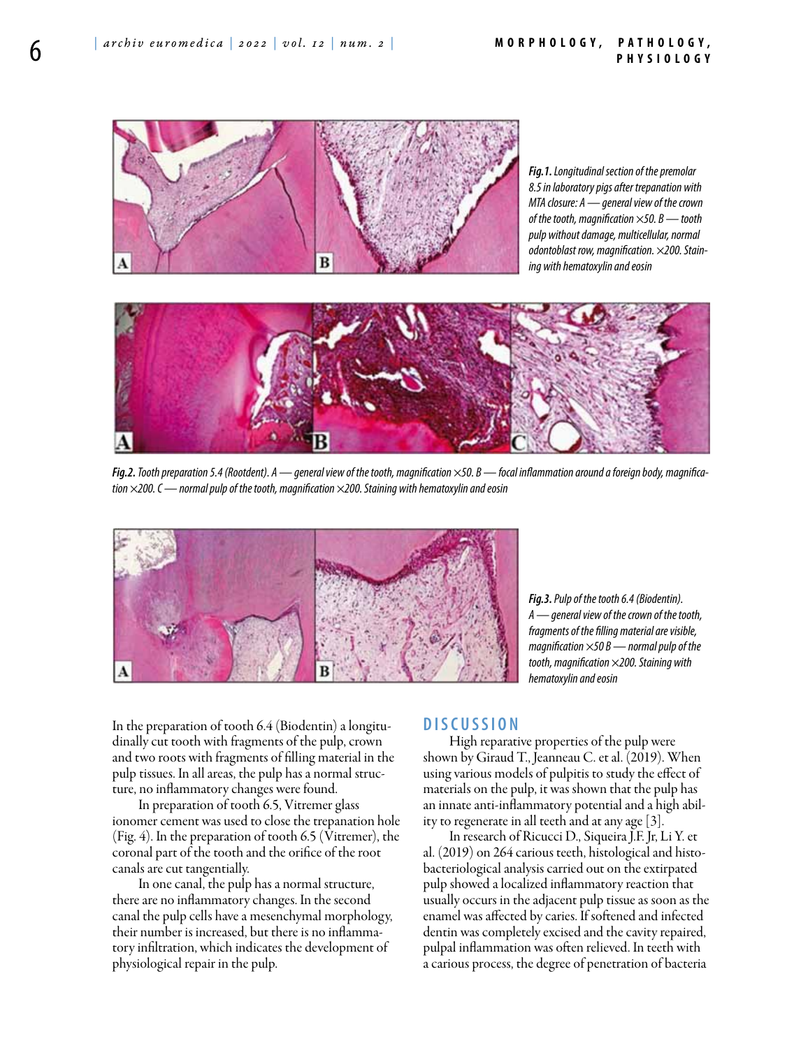*Fig.1. Longitudinal section of the premolar 8.5 in laboratory pigs after trepanation with MTA closure: A — general view of the crown of the tooth, magnification ×50. B — tooth pulp without damage, multicellular, normal odontoblast row, magnification. ×200. Staining with hematoxylin and eosin*

*Fig.2. Tooth preparation 5.4 (Rootdent). A — general view of the tooth, magnification ×50. B — focal inflammation around a foreign body, magnification ×200. C — normal pulp of the tooth, magnification ×200. Staining with hematoxylin and eosin*

*Fig.3. Pulp of the tooth 6.4 (Biodentin). A — general view of the crown of the tooth, fragments of the filling material are visible, magnification ×50 B — normal pulp of the tooth, magnification ×200. Staining with hematoxylin and eosin*

In the preparation of tooth 6.4 (Biodentin) a longitudinally cut tooth with fragments of the pulp, crown and two roots with fragments of filling material in the pulp tissues. In all areas, the pulp has a normal structure, no inflammatory changes were found.

In preparation of tooth 6.5, Vitremer glass ionomer cement was used to close the trepanation hole (Fig. 4). In the preparation of tooth 6.5 (Vitremer), the coronal part of the tooth and the orifice of the root canals are cut tangentially.

In one canal, the pulp has a normal structure, there are no inflammatory changes. In the second canal the pulp cells have a mesenchymal morphology, their number is increased, but there is no inflammatory infiltration, which indicates the development of physiological repair in the pulp.

## DISCUSSION

High reparative properties of the pulp were shown by Giraud T., Jeanneau C. et al. (2019). When using various models of pulpitis to study the effect of materials on the pulp, it was shown that the pulp has an innate anti-inflammatory potential and a high ability to regenerate in all teeth and at any age [3].

In research of Ricucci D., Siqueira J.F. Jr, Li Y. et al. (2019) on 264 carious teeth, histological and histobacteriological analysis carried out on the extirpated pulp showed a localized inflammatory reaction that usually occurs in the adjacent pulp tissue as soon as the enamel was affected by caries. If softened and infected dentin was completely excised and the cavity repaired, pulpal inflammation was often relieved. In teeth with a carious process, the degree of penetration of bacteria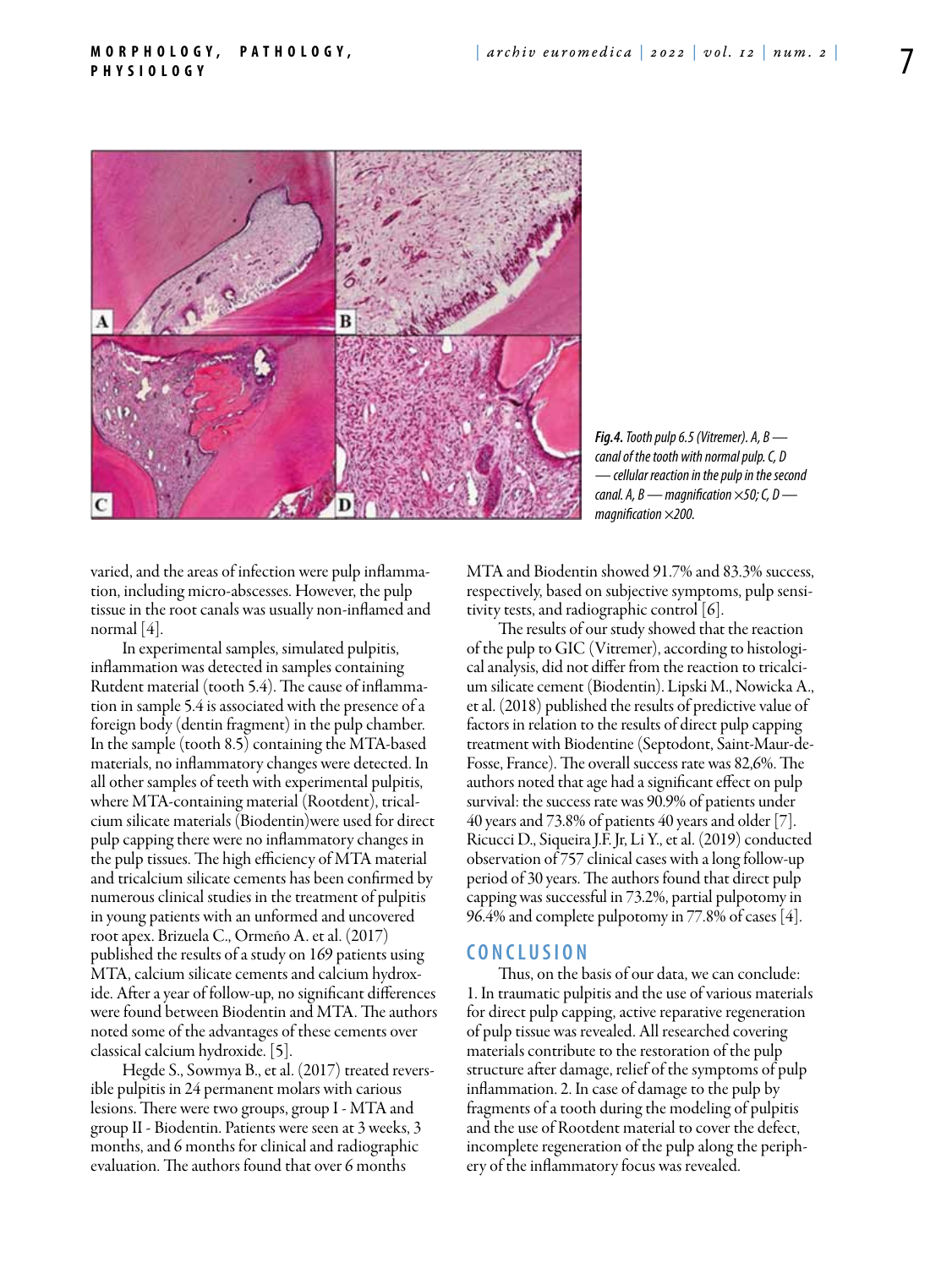*Fig.4. Tooth pulp 6.5 (Vitremer). A, B — canal of the tooth with normal pulp. C, D — cellular reaction in the pulp in the second canal. A, B — magnification ×50; C, D — magnification ×200.*

varied, and the areas of infection were pulp inflammation, including micro-abscesses. However, the pulp tissue in the root canals was usually non-inflamed and normal [4].

In experimental samples, simulated pulpitis, inflammation was detected in samples containing Rutdent material (tooth 5.4). The cause of inflammation in sample 5.4 is associated with the presence of a foreign body (dentin fragment) in the pulp chamber. In the sample (tooth 8.5) containing the MTA-based materials, no inflammatory changes were detected. In all other samples of teeth with experimental pulpitis, where MTA-containing material (Rootdent), tricalcium silicate materials (Biodentin)were used for direct pulp capping there were no inflammatory changes in the pulp tissues. The high efficiency of MTA material and tricalcium silicate cements has been confirmed by numerous clinical studies in the treatment of pulpitis in young patients with an unformed and uncovered root apex. Brizuela C., Ormeño A. et al. (2017) published the results of a study on 169 patients using MTA, calcium silicate cements and calcium hydroxide. After a year of follow-up, no significant differences were found between Biodentin and MTA. The authors noted some of the advantages of these cements over classical calcium hydroxide. [5].

Hegde S., Sowmya B., et al. (2017) treated reversible pulpitis in 24 permanent molars with carious lesions. There were two groups, group I - MTA and group II - Biodentin. Patients were seen at 3 weeks, 3 months, and 6 months for clinical and radiographic evaluation. The authors found that over 6 months MTA and Biodentin showed 91.7% and 83.3% success, respectively, based on subjective symptoms, pulp sensitivity tests, and radiographic control [6].

The results of our study showed that the reaction of the pulp to GIC (Vitremer), according to histological analysis, did not differ from the reaction to tricalcium silicate cement (Biodentin). Lipski M., Nowicka A., et al. (2018) published the results of predictive value of factors in relation to the results of direct pulp capping treatment with Biodentine (Septodont, Saint-Maur-de-Fosse, France). The overall success rate was 82,6%. The authors noted that age had a significant effect on pulp survival: the success rate was 90.9% of patients under 40 years and 73.8% of patients 40 years and older [7]. Ricucci D., Siqueira J.F. Jr, Li Y., et al. (2019) conducted observation of 757 clinical cases with a long follow-up period of 30 years. The authors found that direct pulp capping was successful in 73.2%, partial pulpotomy in 96.4% and complete pulpotomy in 77.8% of cases [4].

## CONCLUSION

Thus, on the basis of our data, we can conclude:
1. In traumatic pulpitis and the use of various materials for direct pulp capping, active reparative regeneration of pulp tissue was revealed. All researched covering materials contribute to the restoration of the pulp structure after damage, relief of the symptoms of pulp inflammation. 2. In case of damage to the pulp by fragments of a tooth during the modeling of pulpitis and the use of Rootdent material to cover the defect, incomplete regeneration of the pulp along the periphery of the inflammatory focus was revealed.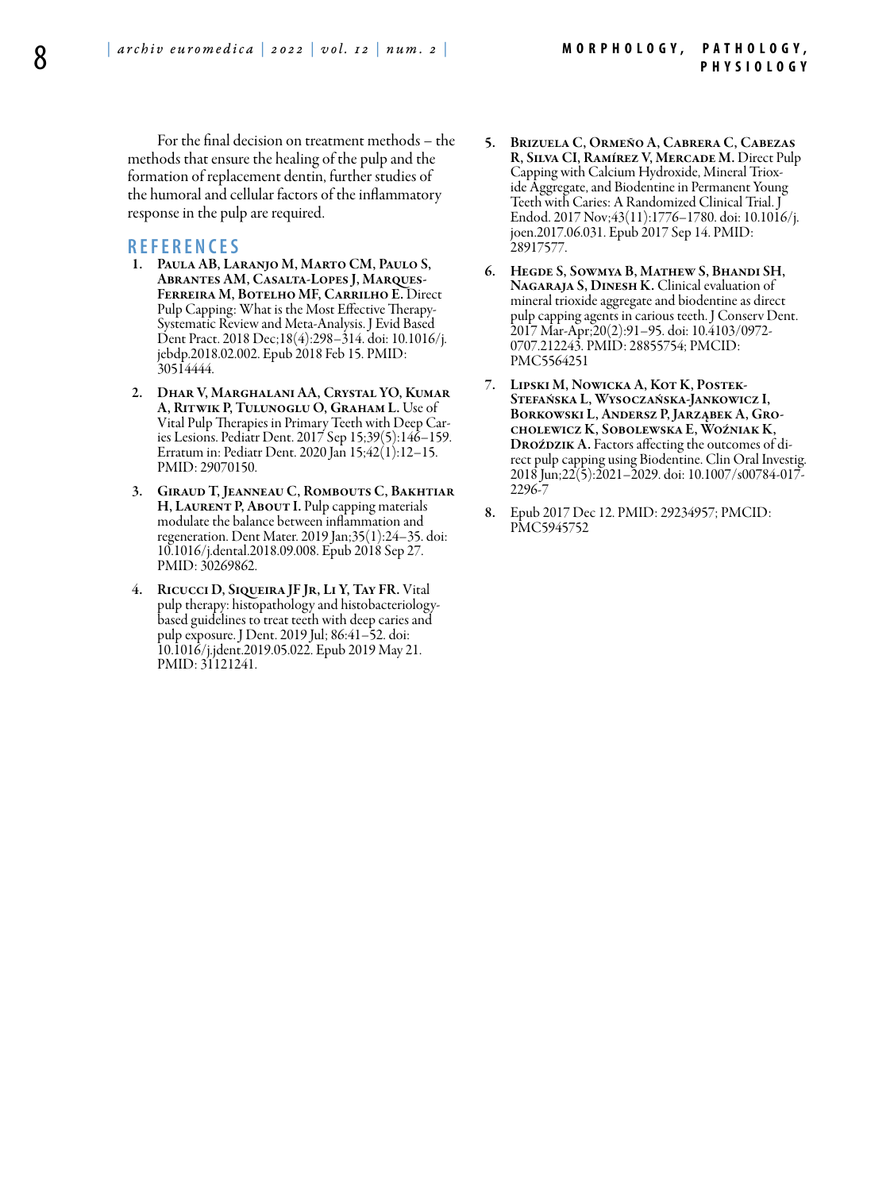For the final decision on treatment methods – the methods that ensure the healing of the pulp and the formation of replacement dentin, further studies of the humoral and cellular factors of the inflammatory response in the pulp are required.

## REFERENCES

1. **Paula AB, Laranjo M, Marto CM, Paulo S, Abrantes AM, Casalta-Lopes J, Marques-Ferreira M, Botelho MF, Carrilho E.** Direct Pulp Capping: What is the Most Effective Therapy-Systematic Review and Meta-Analysis. J Evid Based Dent Pract. 2018 Dec;18(4):298–314. doi: 10.1016/j.jebdp.2018.02.002. Epub 2018 Feb 15. PMID: 30514444.

2. **Dhar V, Marghalani AA, Crystal YO, Kumar A, Ritwik P, Tulunoglu O, Graham L.** Use of Vital Pulp Therapies in Primary Teeth with Deep Caries Lesions. Pediatr Dent. 2017 Sep 15;39(5):146–159. Erratum in: Pediatr Dent. 2020 Jan 15;42(1):12–15. PMID: 29070150.

3. **Giraud T, Jeanneau C, Rombouts C, Bakhtiar H, Laurent P, About I.** Pulp capping materials modulate the balance between inflammation and regeneration. Dent Mater. 2019 Jan;35(1):24–35. doi: 10.1016/j.dental.2018.09.008. Epub 2018 Sep 27. PMID: 30269862.

4. **Ricucci D, Siqueira JF Jr, Li Y, Tay FR.** Vital pulp therapy: histopathology and histobacteriology-based guidelines to treat teeth with deep caries and pulp exposure. J Dent. 2019 Jul; 86:41–52. doi: 10.1016/j.jdent.2019.05.022. Epub 2019 May 21. PMID: 31121241.

5. **Brizuela C, Ormeño A, Cabrera C, Cabezas R, Silva CI, Ramírez V, Mercade M.** Direct Pulp Capping with Calcium Hydroxide, Mineral Trioxide Aggregate, and Biodentine in Permanent Young Teeth with Caries: A Randomized Clinical Trial. J Endod. 2017 Nov;43(11):1776–1780. doi: 10.1016/j.joen.2017.06.031. Epub 2017 Sep 14. PMID: 28917577.

6. **Hegde S, Sowmya B, Mathew S, Bhandi SH, Nagaraja S, Dinesh K.** Clinical evaluation of mineral trioxide aggregate and biodentine as direct pulp capping agents in carious teeth. J Conserv Dent. 2017 Mar-Apr;20(2):91–95. doi: 10.4103/0972-0707.212243. PMID: 28855754; PMCID: PMC5564251

7. **Lipski M, Nowicka A, Kot K, Postek-Stefańska L, Wysoczańska-Jankowicz I, Borkowski L, Andersz P, Jarząbek A, Grocholewicz K, Sobolewska E, Woźniak K, Droździk A.** Factors affecting the outcomes of direct pulp capping using Biodentine. Clin Oral Investig. 2018 Jun;22(5):2021–2029. doi: 10.1007/s00784-017-2296-7

8. Epub 2017 Dec 12. PMID: 29234957; PMCID: PMC5945752